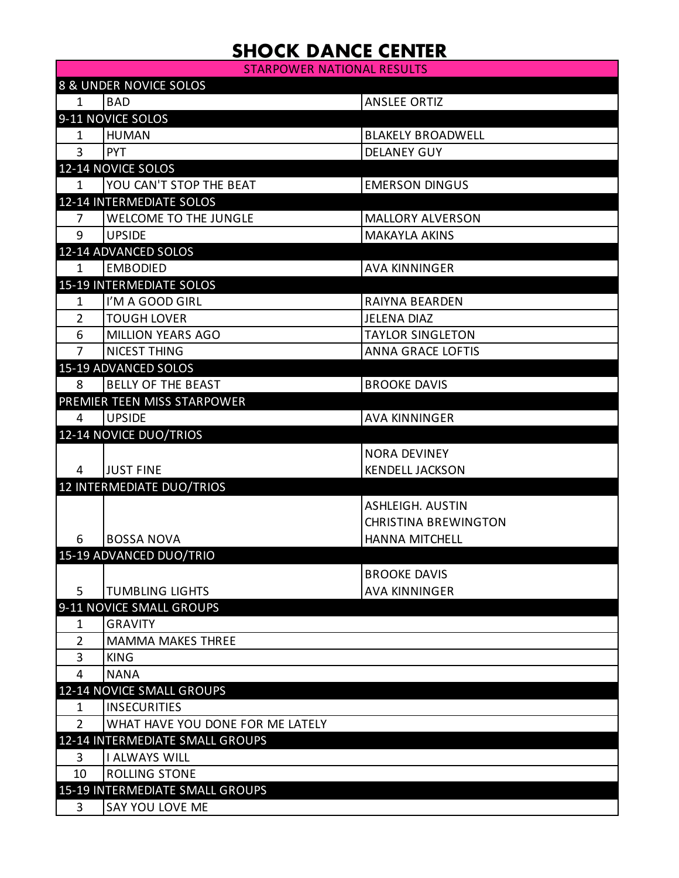# SHOCK DANCE CENTER

| STARPOWER NATIONAL RESULTS | | |
|---|---|---|
| **8 & UNDER NOVICE SOLOS** | | |
| 1 | BAD | ANSLEE ORTIZ |
| **9-11 NOVICE SOLOS** | | |
| 1 | HUMAN | BLAKELY BROADWELL |
| 3 | PYT | DELANEY GUY |
| **12-14 NOVICE SOLOS** | | |
| 1 | YOU CAN'T STOP THE BEAT | EMERSON DINGUS |
| **12-14 INTERMEDIATE SOLOS** | | |
| 7 | WELCOME TO THE JUNGLE | MALLORY ALVERSON |
| 9 | UPSIDE | MAKAYLA AKINS |
| **12-14 ADVANCED SOLOS** | | |
| 1 | EMBODIED | AVA KINNINGER |
| **15-19 INTERMEDIATE SOLOS** | | |
| 1 | I'M A GOOD GIRL | RAIYNA BEARDEN |
| 2 | TOUGH LOVER | JELENA DIAZ |
| 6 | MILLION YEARS AGO | TAYLOR SINGLETON |
| 7 | NICEST THING | ANNA GRACE LOFTIS |
| **15-19 ADVANCED SOLOS** | | |
| 8 | BELLY OF THE BEAST | BROOKE DAVIS |
| **PREMIER TEEN MISS STARPOWER** | | |
| 4 | UPSIDE | AVA KINNINGER |
| **12-14 NOVICE DUO/TRIOS** | | |
| 4 | JUST FINE | NORA DEVINEY<br>KENDELL JACKSON |
| **12 INTERMEDIATE DUO/TRIOS** | | |
| 6 | BOSSA NOVA | ASHLEIGH. AUSTIN<br>CHRISTINA BREWINGTON<br>HANNA MITCHELL |
| **15-19 ADVANCED DUO/TRIO** | | |
| 5 | TUMBLING LIGHTS | BROOKE DAVIS<br>AVA KINNINGER |
| **9-11 NOVICE SMALL GROUPS** | | |
| 1 | GRAVITY | |
| 2 | MAMMA MAKES THREE | |
| 3 | KING | |
| 4 | NANA | |
| **12-14 NOVICE SMALL GROUPS** | | |
| 1 | INSECURITIES | |
| 2 | WHAT HAVE YOU DONE FOR ME LATELY | |
| **12-14 INTERMEDIATE SMALL GROUPS** | | |
| 3 | I ALWAYS WILL | |
| 10 | ROLLING STONE | |
| **15-19 INTERMEDIATE SMALL GROUPS** | | |
| 3 | SAY YOU LOVE ME | |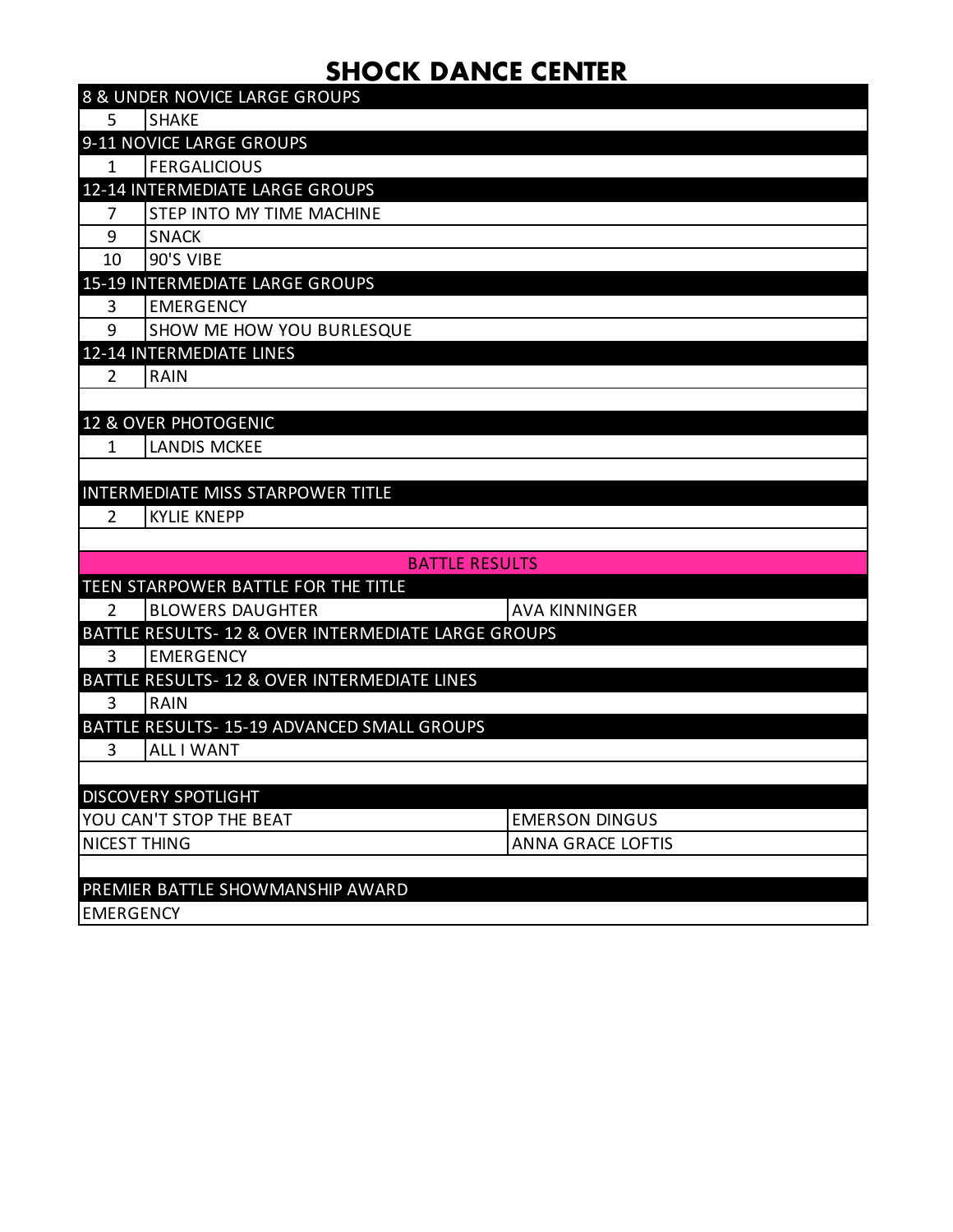# SHOCK DANCE CENTER

| | | |
|---|---|---|
| **8 & UNDER NOVICE LARGE GROUPS** | | |
| 5 | SHAKE | |
| **9-11 NOVICE LARGE GROUPS** | | |
| 1 | FERGALICIOUS | |
| **12-14 INTERMEDIATE LARGE GROUPS** | | |
| 7 | STEP INTO MY TIME MACHINE | |
| 9 | SNACK | |
| 10 | 90'S VIBE | |
| **15-19 INTERMEDIATE LARGE GROUPS** | | |
| 3 | EMERGENCY | |
| 9 | SHOW ME HOW YOU BURLESQUE | |
| **12-14 INTERMEDIATE LINES** | | |
| 2 | RAIN | |
| | | |
| **12 & OVER PHOTOGENIC** | | |
| 1 | LANDIS MCKEE | |
| | | |
| **INTERMEDIATE MISS STARPOWER TITLE** | | |
| 2 | KYLIE KNEPP | |
| | | |
| **BATTLE RESULTS** | | |
| **TEEN STARPOWER BATTLE FOR THE TITLE** | | |
| 2 | BLOWERS DAUGHTER | AVA KINNINGER |
| **BATTLE RESULTS- 12 & OVER INTERMEDIATE LARGE GROUPS** | | |
| 3 | EMERGENCY | |
| **BATTLE RESULTS- 12 & OVER INTERMEDIATE LINES** | | |
| 3 | RAIN | |
| **BATTLE RESULTS- 15-19 ADVANCED SMALL GROUPS** | | |
| 3 | ALL I WANT | |
| | | |
| **DISCOVERY SPOTLIGHT** | | |
| YOU CAN'T STOP THE BEAT | | EMERSON DINGUS |
| NICEST THING | | ANNA GRACE LOFTIS |
| | | |
| **PREMIER BATTLE SHOWMANSHIP AWARD** | | |
| EMERGENCY | | |